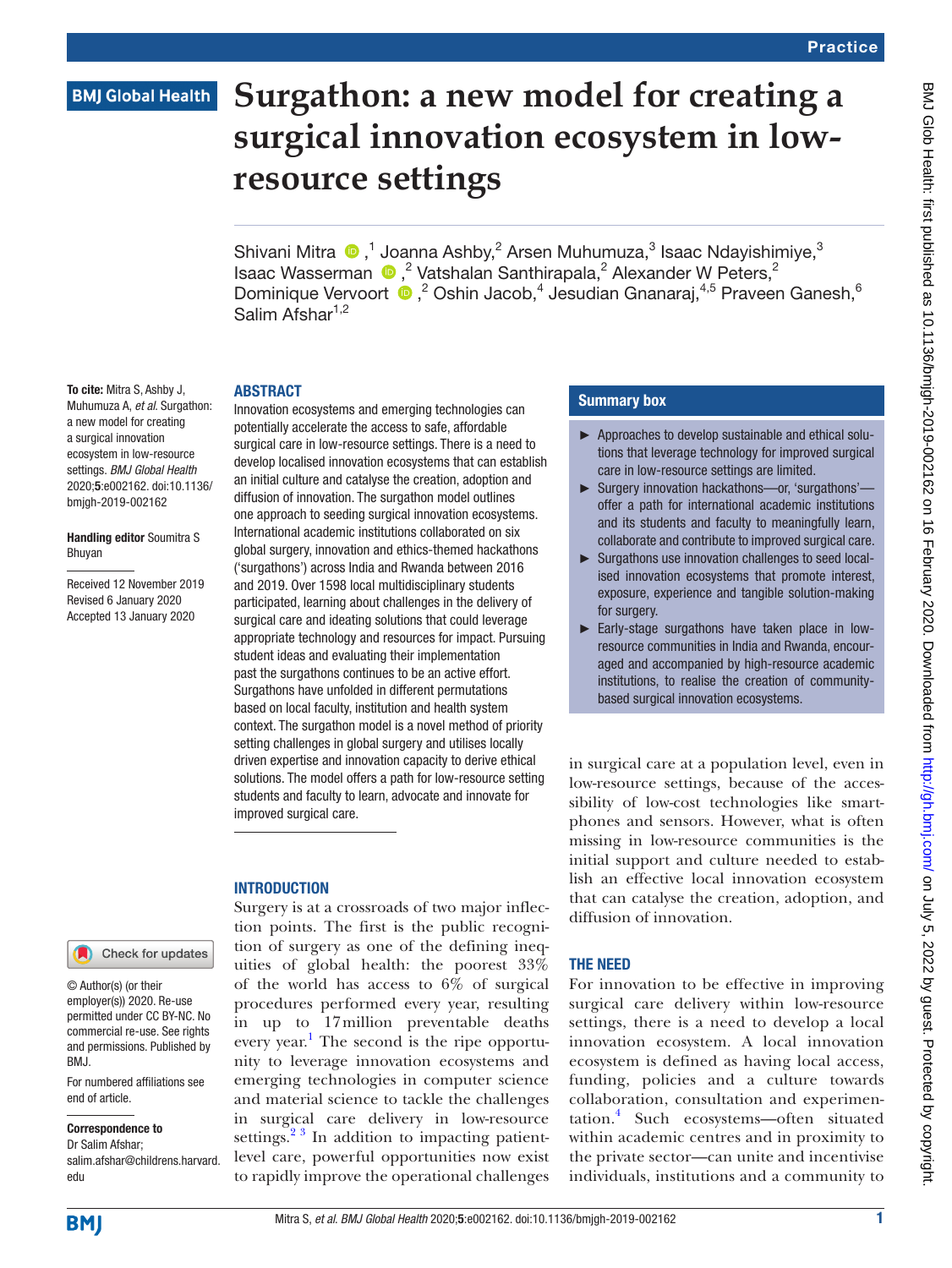# Surgathon: a new model for creating a surgical innovation ecosystem in low-resource settings

Shivani Mitra,[1] Joanna Ashby,[2] Arsen Muhumuza,[3] Isaac Ndayishimiye,[3] Isaac Wasserman,[2] Vatshalan Santhirapala,[2] Alexander W Peters,[2] Dominique Vervoort,[2] Oshin Jacob,[4] Jesudian Gnanaraj,[4,5] Praveen Ganesh,[6] Salim Afshar[1,2]

**To cite:** Mitra S, Ashby J, Muhumuza A, *et al*. Surgathon: a new model for creating a surgical innovation ecosystem in low-resource settings. *BMJ Global Health* 2020;**5**:e002162. doi:10.1136/bmjgh-2019-002162

**Handling editor** Soumitra S Bhuyan

Received 12 November 2019
Revised 6 January 2020
Accepted 13 January 2020

© Author(s) (or their employer(s)) 2020. Re-use permitted under CC BY-NC. No commercial re-use. See rights and permissions. Published by BMJ.

For numbered affiliations see end of article.

**Correspondence to**
Dr Salim Afshar;
salim.afshar@childrens.harvard.edu

## ABSTRACT

Innovation ecosystems and emerging technologies can potentially accelerate the access to safe, affordable surgical care in low-resource settings. There is a need to develop localised innovation ecosystems that can establish an initial culture and catalyse the creation, adoption and diffusion of innovation. The surgathon model outlines one approach to seeding surgical innovation ecosystems. International academic institutions collaborated on six global surgery, innovation and ethics-themed hackathons ('surgathons') across India and Rwanda between 2016 and 2019. Over 1598 local multidisciplinary students participated, learning about challenges in the delivery of surgical care and ideating solutions that could leverage appropriate technology and resources for impact. Pursuing student ideas and evaluating their implementation past the surgathons continues to be an active effort. Surgathons have unfolded in different permutations based on local faculty, institution and health system context. The surgathon model is a novel method of priority setting challenges in global surgery and utilises locally driven expertise and innovation capacity to derive ethical solutions. The model offers a path for low-resource setting students and faculty to learn, advocate and innovate for improved surgical care.

## Summary box

- Approaches to develop sustainable and ethical solutions that leverage technology for improved surgical care in low-resource settings are limited.
- Surgery innovation hackathons—or, 'surgathons'—offer a path for international academic institutions and its students and faculty to meaningfully learn, collaborate and contribute to improved surgical care.
- Surgathons use innovation challenges to seed localised innovation ecosystems that promote interest, exposure, experience and tangible solution-making for surgery.
- Early-stage surgathons have taken place in low-resource communities in India and Rwanda, encouraged and accompanied by high-resource academic institutions, to realise the creation of community-based surgical innovation ecosystems.

## INTRODUCTION

Surgery is at a crossroads of two major inflection points. The first is the public recognition of surgery as one of the defining inequities of global health: the poorest 33% of the world has access to 6% of surgical procedures performed every year, resulting in up to 17 million preventable deaths every year.[1] The second is the ripe opportunity to leverage innovation ecosystems and emerging technologies in computer science and material science to tackle the challenges in surgical care delivery in low-resource settings.[2,3] In addition to impacting patient-level care, powerful opportunities now exist to rapidly improve the operational challenges in surgical care at a population level, even in low-resource settings, because of the accessibility of low-cost technologies like smartphones and sensors. However, what is often missing in low-resource communities is the initial support and culture needed to establish an effective local innovation ecosystem that can catalyse the creation, adoption, and diffusion of innovation.

## THE NEED

For innovation to be effective in improving surgical care delivery within low-resource settings, there is a need to develop a local innovation ecosystem. A local innovation ecosystem is defined as having local access, funding, policies and a culture towards collaboration, consultation and experimentation.[4] Such ecosystems—often situated within academic centres and in proximity to the private sector—can unite and incentivise individuals, institutions and a community to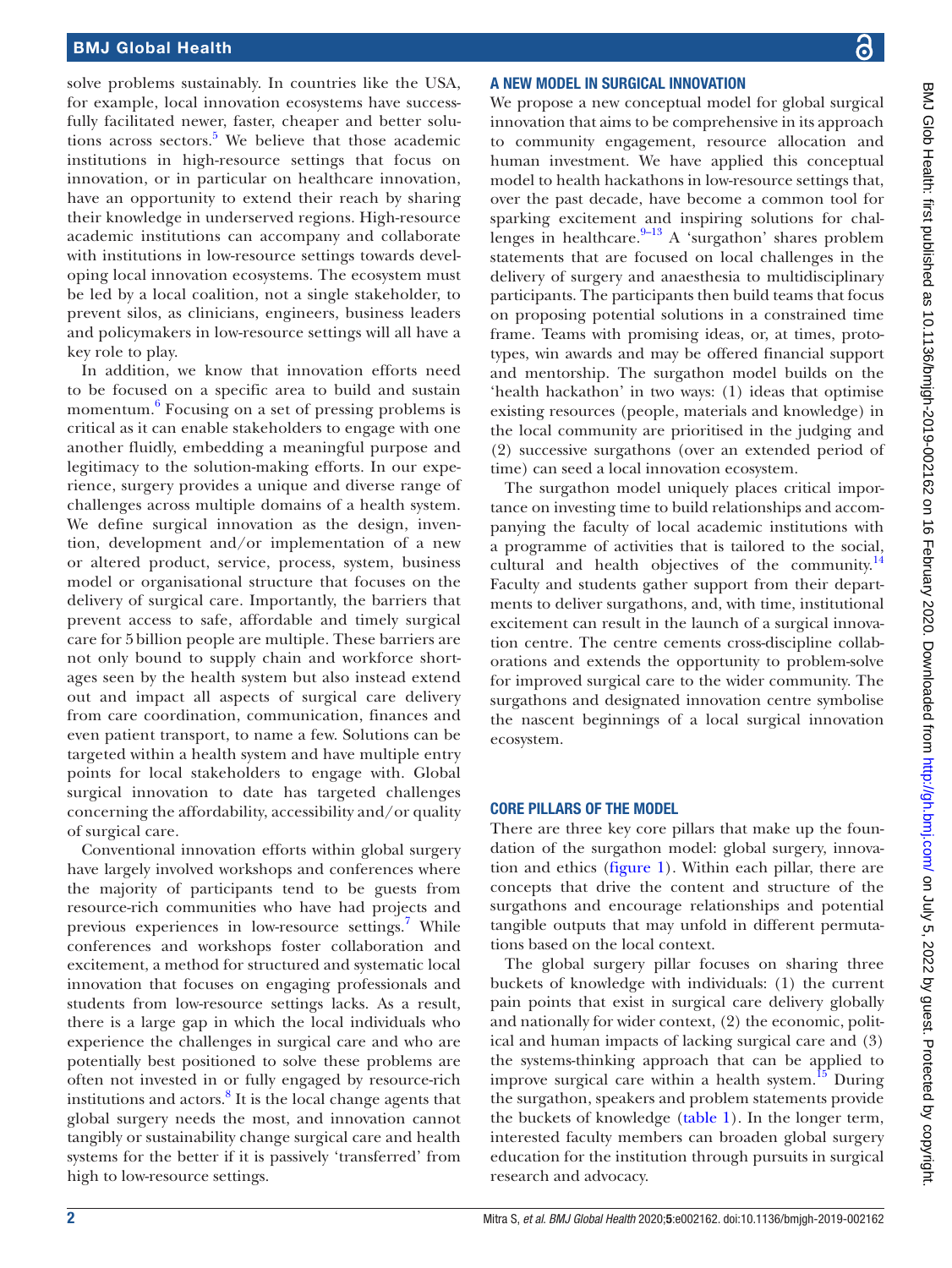solve problems sustainably. In countries like the USA, for example, local innovation ecosystems have successfully facilitated newer, faster, cheaper and better solutions across sectors.[5] We believe that those academic institutions in high-resource settings that focus on innovation, or in particular on healthcare innovation, have an opportunity to extend their reach by sharing their knowledge in underserved regions. High-resource academic institutions can accompany and collaborate with institutions in low-resource settings towards developing local innovation ecosystems. The ecosystem must be led by a local coalition, not a single stakeholder, to prevent silos, as clinicians, engineers, business leaders and policymakers in low-resource settings will all have a key role to play.

In addition, we know that innovation efforts need to be focused on a specific area to build and sustain momentum.[6] Focusing on a set of pressing problems is critical as it can enable stakeholders to engage with one another fluidly, embedding a meaningful purpose and legitimacy to the solution-making efforts. In our experience, surgery provides a unique and diverse range of challenges across multiple domains of a health system. We define surgical innovation as the design, invention, development and/or implementation of a new or altered product, service, process, system, business model or organisational structure that focuses on the delivery of surgical care. Importantly, the barriers that prevent access to safe, affordable and timely surgical care for 5 billion people are multiple. These barriers are not only bound to supply chain and workforce shortages seen by the health system but also instead extend out and impact all aspects of surgical care delivery from care coordination, communication, finances and even patient transport, to name a few. Solutions can be targeted within a health system and have multiple entry points for local stakeholders to engage with. Global surgical innovation to date has targeted challenges concerning the affordability, accessibility and/or quality of surgical care.

Conventional innovation efforts within global surgery have largely involved workshops and conferences where the majority of participants tend to be guests from resource-rich communities who have had projects and previous experiences in low-resource settings.[7] While conferences and workshops foster collaboration and excitement, a method for structured and systematic local innovation that focuses on engaging professionals and students from low-resource settings lacks. As a result, there is a large gap in which the local individuals who experience the challenges in surgical care and who are potentially best positioned to solve these problems are often not invested in or fully engaged by resource-rich institutions and actors.[8] It is the local change agents that global surgery needs the most, and innovation cannot tangibly or sustainability change surgical care and health systems for the better if it is passively 'transferred' from high to low-resource settings.

## A NEW MODEL IN SURGICAL INNOVATION

We propose a new conceptual model for global surgical innovation that aims to be comprehensive in its approach to community engagement, resource allocation and human investment. We have applied this conceptual model to health hackathons in low-resource settings that, over the past decade, have become a common tool for sparking excitement and inspiring solutions for challenges in healthcare.[9–13] A 'surgathon' shares problem statements that are focused on local challenges in the delivery of surgery and anaesthesia to multidisciplinary participants. The participants then build teams that focus on proposing potential solutions in a constrained time frame. Teams with promising ideas, or, at times, prototypes, win awards and may be offered financial support and mentorship. The surgathon model builds on the 'health hackathon' in two ways: (1) ideas that optimise existing resources (people, materials and knowledge) in the local community are prioritised in the judging and (2) successive surgathons (over an extended period of time) can seed a local innovation ecosystem.

The surgathon model uniquely places critical importance on investing time to build relationships and accompanying the faculty of local academic institutions with a programme of activities that is tailored to the social, cultural and health objectives of the community.[14] Faculty and students gather support from their departments to deliver surgathons, and, with time, institutional excitement can result in the launch of a surgical innovation centre. The centre cements cross-discipline collaborations and extends the opportunity to problem-solve for improved surgical care to the wider community. The surgathons and designated innovation centre symbolise the nascent beginnings of a local surgical innovation ecosystem.

## CORE PILLARS OF THE MODEL

There are three key core pillars that make up the foundation of the surgathon model: global surgery, innovation and ethics (figure 1). Within each pillar, there are concepts that drive the content and structure of the surgathons and encourage relationships and potential tangible outputs that may unfold in different permutations based on the local context.

The global surgery pillar focuses on sharing three buckets of knowledge with individuals: (1) the current pain points that exist in surgical care delivery globally and nationally for wider context, (2) the economic, political and human impacts of lacking surgical care and (3) the systems-thinking approach that can be applied to improve surgical care within a health system.[15] During the surgathon, speakers and problem statements provide the buckets of knowledge (table 1). In the longer term, interested faculty members can broaden global surgery education for the institution through pursuits in surgical research and advocacy.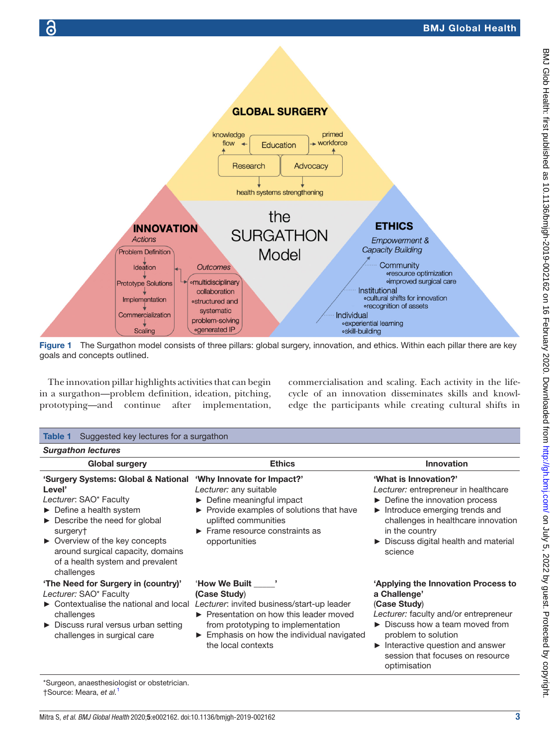Figure 1 The Surgathon model consists of three pillars: global surgery, innovation, and ethics. Within each pillar there are key goals and concepts outlined.

The innovation pillar highlights activities that can begin in a surgathon—problem definition, ideation, pitching, prototyping—and continue after implementation, commercialisation and scaling. Each activity in the life-cycle of an innovation disseminates skills and knowledge the participants while creating cultural shifts in

**Table 1** Suggested key lectures for a surgathon

| ***Surgathon lectures*** | | |
|---|---|---|
| **Global surgery** | **Ethics** | **Innovation** |
| **'Surgery Systems: Global & National Level'**<br>*Lecturer*: SAO* Faculty<br>► Define a health system<br>► Describe the need for global surgery†<br>► Overview of the key concepts around surgical capacity, domains of a health system and prevalent challenges | **'Why Innovate for Impact?'**<br>*Lecturer:* any suitable<br>► Define meaningful impact<br>► Provide examples of solutions that have uplifted communities<br>► Frame resource constraints as opportunities | **'What is Innovation?'**<br>*Lecturer:* entrepreneur in healthcare<br>► Define the innovation process<br>► Introduce emerging trends and challenges in healthcare innovation in the country<br>► Discuss digital health and material science |
| **'The Need for Surgery in (country)'**<br>*Lecturer:* SAO* Faculty<br>► Contextualise the national and local challenges<br>► Discuss rural versus urban setting challenges in surgical care | **'How We Built \_\_\_\_'**<br>(**Case Study**)<br>*Lecturer*: invited business/start-up leader<br>► Presentation on how this leader moved from prototyping to implementation<br>► Emphasis on how the individual navigated the local contexts | **'Applying the Innovation Process to a Challenge'**<br>(**Case Study**)<br>*Lecturer:* faculty and/or entrepreneur<br>► Discuss how a team moved from problem to solution<br>► Interactive question and answer session that focuses on resource optimisation |

*Surgeon, anaesthesiologist or obstetrician.
†Source: Meara, *et al.*[1]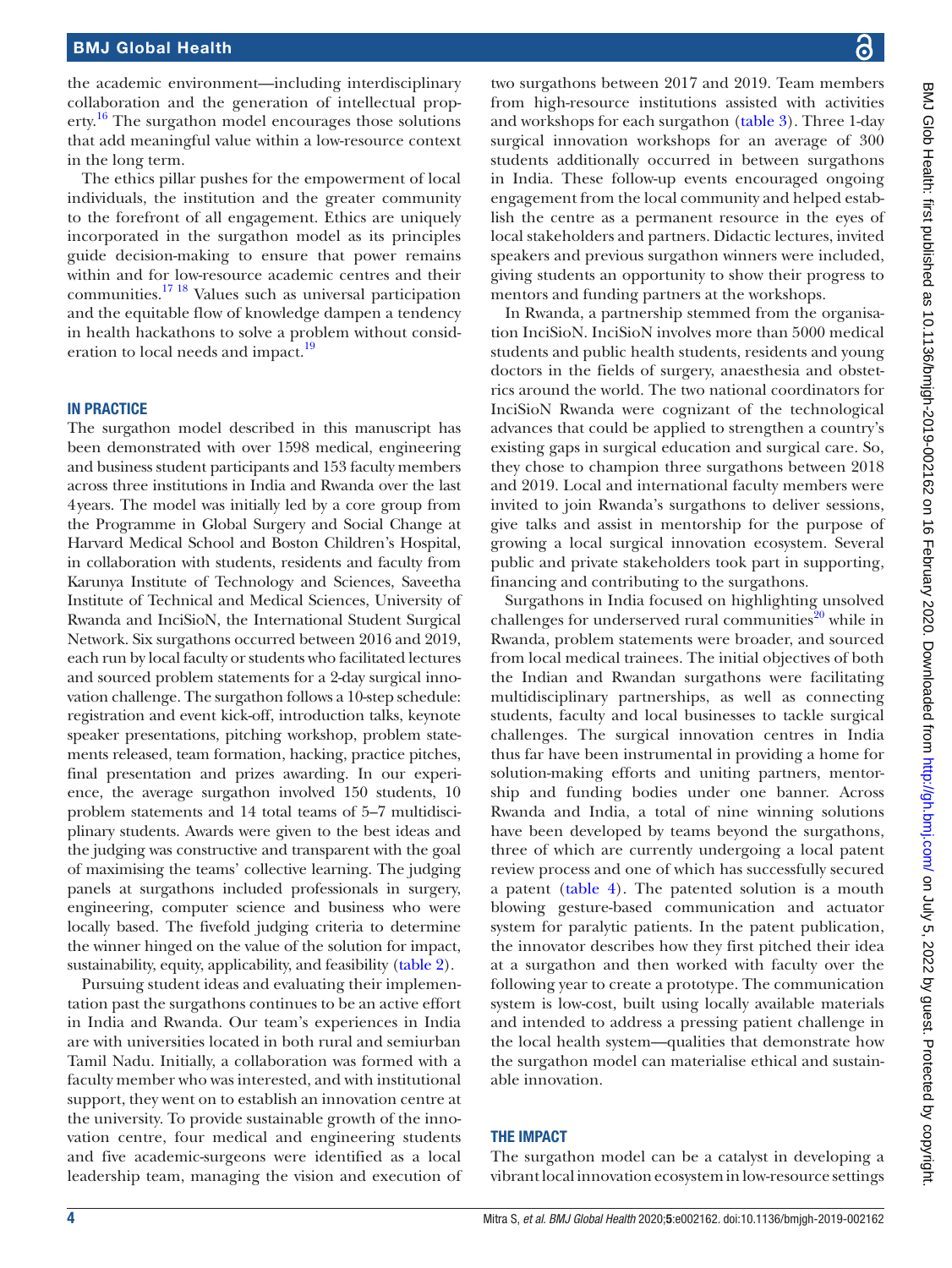the academic environment—including interdisciplinary collaboration and the generation of intellectual property.[16] The surgathon model encourages those solutions that add meaningful value within a low-resource context in the long term.

The ethics pillar pushes for the empowerment of local individuals, the institution and the greater community to the forefront of all engagement. Ethics are uniquely incorporated in the surgathon model as its principles guide decision-making to ensure that power remains within and for low-resource academic centres and their communities.[17,18] Values such as universal participation and the equitable flow of knowledge dampen a tendency in health hackathons to solve a problem without consideration to local needs and impact.[19]

## IN PRACTICE

The surgathon model described in this manuscript has been demonstrated with over 1598 medical, engineering and business student participants and 153 faculty members across three institutions in India and Rwanda over the last 4years. The model was initially led by a core group from the Programme in Global Surgery and Social Change at Harvard Medical School and Boston Children's Hospital, in collaboration with students, residents and faculty from Karunya Institute of Technology and Sciences, Saveetha Institute of Technical and Medical Sciences, University of Rwanda and InciSioN, the International Student Surgical Network. Six surgathons occurred between 2016 and 2019, each run by local faculty or students who facilitated lectures and sourced problem statements for a 2-day surgical innovation challenge. The surgathon follows a 10-step schedule: registration and event kick-off, introduction talks, keynote speaker presentations, pitching workshop, problem statements released, team formation, hacking, practice pitches, final presentation and prizes awarding. In our experience, the average surgathon involved 150 students, 10 problem statements and 14 total teams of 5–7 multidisciplinary students. Awards were given to the best ideas and the judging was constructive and transparent with the goal of maximising the teams' collective learning. The judging panels at surgathons included professionals in surgery, engineering, computer science and business who were locally based. The fivefold judging criteria to determine the winner hinged on the value of the solution for impact, sustainability, equity, applicability, and feasibility (table 2).

Pursuing student ideas and evaluating their implementation past the surgathons continues to be an active effort in India and Rwanda. Our team's experiences in India are with universities located in both rural and semiurban Tamil Nadu. Initially, a collaboration was formed with a faculty member who was interested, and with institutional support, they went on to establish an innovation centre at the university. To provide sustainable growth of the innovation centre, four medical and engineering students and five academic-surgeons were identified as a local leadership team, managing the vision and execution of two surgathons between 2017 and 2019. Team members from high-resource institutions assisted with activities and workshops for each surgathon (table 3). Three 1-day surgical innovation workshops for an average of 300 students additionally occurred in between surgathons in India. These follow-up events encouraged ongoing engagement from the local community and helped establish the centre as a permanent resource in the eyes of local stakeholders and partners. Didactic lectures, invited speakers and previous surgathon winners were included, giving students an opportunity to show their progress to mentors and funding partners at the workshops.

In Rwanda, a partnership stemmed from the organisation InciSioN. InciSioN involves more than 5000 medical students and public health students, residents and young doctors in the fields of surgery, anaesthesia and obstetrics around the world. The two national coordinators for InciSioN Rwanda were cognizant of the technological advances that could be applied to strengthen a country's existing gaps in surgical education and surgical care. So, they chose to champion three surgathons between 2018 and 2019. Local and international faculty members were invited to join Rwanda's surgathons to deliver sessions, give talks and assist in mentorship for the purpose of growing a local surgical innovation ecosystem. Several public and private stakeholders took part in supporting, financing and contributing to the surgathons.

Surgathons in India focused on highlighting unsolved challenges for underserved rural communities[20] while in Rwanda, problem statements were broader, and sourced from local medical trainees. The initial objectives of both the Indian and Rwandan surgathons were facilitating multidisciplinary partnerships, as well as connecting students, faculty and local businesses to tackle surgical challenges. The surgical innovation centres in India thus far have been instrumental in providing a home for solution-making efforts and uniting partners, mentorship and funding bodies under one banner. Across Rwanda and India, a total of nine winning solutions have been developed by teams beyond the surgathons, three of which are currently undergoing a local patent review process and one of which has successfully secured a patent (table 4). The patented solution is a mouth blowing gesture-based communication and actuator system for paralytic patients. In the patent publication, the innovator describes how they first pitched their idea at a surgathon and then worked with faculty over the following year to create a prototype. The communication system is low-cost, built using locally available materials and intended to address a pressing patient challenge in the local health system—qualities that demonstrate how the surgathon model can materialise ethical and sustainable innovation.

## THE IMPACT

The surgathon model can be a catalyst in developing a vibrant local innovation ecosystem in low-resource settings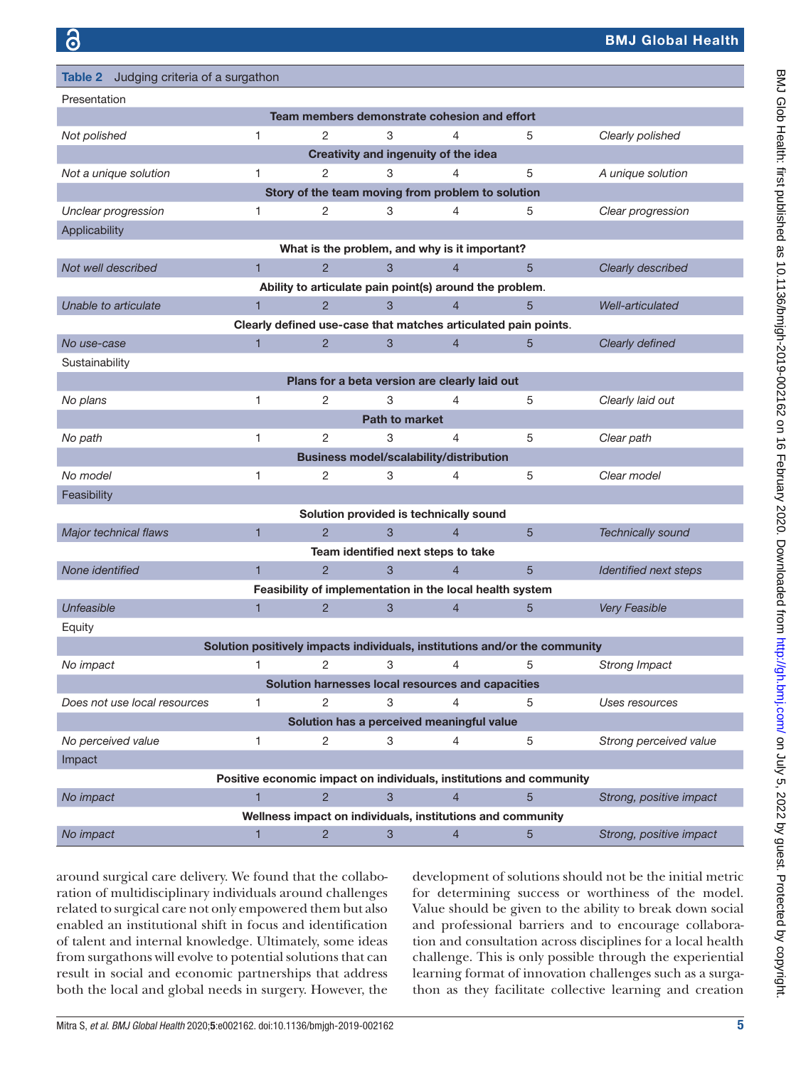**Table 2** Judging criteria of a surgathon

| | | | | | | |
|---|---|---|---|---|---|---|
| Presentation | | | | | | |
| | | | **Team members demonstrate cohesion and effort** | | | |
| *Not polished* | 1 | 2 | 3 | 4 | 5 | *Clearly polished* |
| | | | **Creativity and ingenuity of the idea** | | | |
| *Not a unique solution* | 1 | 2 | 3 | 4 | 5 | *A unique solution* |
| | | | **Story of the team moving from problem to solution** | | | |
| *Unclear progression* | 1 | 2 | 3 | 4 | 5 | *Clear progression* |
| Applicability | | | | | | |
| | | | **What is the problem, and why is it important?** | | | |
| *Not well described* | 1 | 2 | 3 | 4 | 5 | *Clearly described* |
| | | | **Ability to articulate pain point(s) around the problem.** | | | |
| *Unable to articulate* | 1 | 2 | 3 | 4 | 5 | *Well-articulated* |
| | | | **Clearly defined use-case that matches articulated pain points.** | | | |
| *No use-case* | 1 | 2 | 3 | 4 | 5 | *Clearly defined* |
| Sustainability | | | | | | |
| | | | **Plans for a beta version are clearly laid out** | | | |
| *No plans* | 1 | 2 | 3 | 4 | 5 | *Clearly laid out* |
| | | | **Path to market** | | | |
| *No path* | 1 | 2 | 3 | 4 | 5 | *Clear path* |
| | | | **Business model/scalability/distribution** | | | |
| *No model* | 1 | 2 | 3 | 4 | 5 | *Clear model* |
| Feasibility | | | | | | |
| | | | **Solution provided is technically sound** | | | |
| *Major technical flaws* | 1 | 2 | 3 | 4 | 5 | *Technically sound* |
| | | | **Team identified next steps to take** | | | |
| *None identified* | 1 | 2 | 3 | 4 | 5 | *Identified next steps* |
| | | | **Feasibility of implementation in the local health system** | | | |
| *Unfeasible* | 1 | 2 | 3 | 4 | 5 | *Very Feasible* |
| Equity | | | | | | |
| | | | **Solution positively impacts individuals, institutions and/or the community** | | | |
| *No impact* | 1 | 2 | 3 | 4 | 5 | *Strong Impact* |
| | | | **Solution harnesses local resources and capacities** | | | |
| *Does not use local resources* | 1 | 2 | 3 | 4 | 5 | *Uses resources* |
| | | | **Solution has a perceived meaningful value** | | | |
| *No perceived value* | 1 | 2 | 3 | 4 | 5 | *Strong perceived value* |
| Impact | | | | | | |
| | | | **Positive economic impact on individuals, institutions and community** | | | |
| *No impact* | 1 | 2 | 3 | 4 | 5 | *Strong, positive impact* |
| | | | **Wellness impact on individuals, institutions and community** | | | |
| *No impact* | 1 | 2 | 3 | 4 | 5 | *Strong, positive impact* |

around surgical care delivery. We found that the collaboration of multidisciplinary individuals around challenges related to surgical care not only empowered them but also enabled an institutional shift in focus and identification of talent and internal knowledge. Ultimately, some ideas from surgathons will evolve to potential solutions that can result in social and economic partnerships that address both the local and global needs in surgery. However, the development of solutions should not be the initial metric for determining success or worthiness of the model. Value should be given to the ability to break down social and professional barriers and to encourage collaboration and consultation across disciplines for a local health challenge. This is only possible through the experiential learning format of innovation challenges such as a surgathon as they facilitate collective learning and creation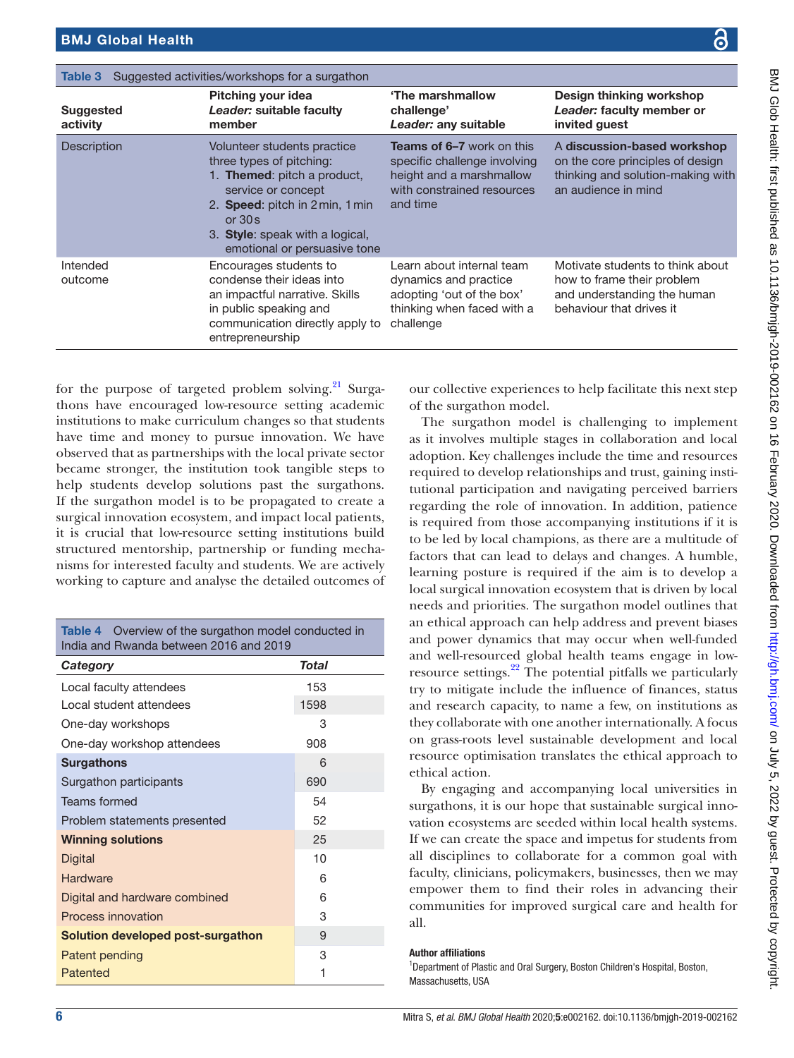**Table 3** Suggested activities/workshops for a surgathon

| Suggested activity | Pitching your idea *Leader:* suitable faculty member | 'The marshmallow challenge' *Leader:* any suitable | Design thinking workshop *Leader:* faculty member or invited guest |
|---|---|---|---|
| Description | Volunteer students practice three types of pitching: 1. **Themed**: pitch a product, service or concept 2. **Speed**: pitch in 2 min, 1 min or 30 s 3. **Style**: speak with a logical, emotional or persuasive tone | **Teams of 6–7** work on this specific challenge involving height and a marshmallow with constrained resources and time | A **discussion-based workshop** on the core principles of design thinking and solution-making with an audience in mind |
| Intended outcome | Encourages students to condense their ideas into an impactful narrative. Skills in public speaking and communication directly apply to entrepreneurship | Learn about internal team dynamics and practice adopting 'out of the box' thinking when faced with a challenge | Motivate students to think about how to frame their problem and understanding the human behaviour that drives it |

for the purpose of targeted problem solving.[21] Surgathons have encouraged low-resource setting academic institutions to make curriculum changes so that students have time and money to pursue innovation. We have observed that as partnerships with the local private sector became stronger, the institution took tangible steps to help students develop solutions past the surgathons. If the surgathon model is to be propagated to create a surgical innovation ecosystem, and impact local patients, it is crucial that low-resource setting institutions build structured mentorship, partnership or funding mechanisms for interested faculty and students. We are actively working to capture and analyse the detailed outcomes of our collective experiences to help facilitate this next step of the surgathon model.

**Table 4** Overview of the surgathon model conducted in India and Rwanda between 2016 and 2019

| *Category* | *Total* |
|---|---|
| Local faculty attendees | 153 |
| Local student attendees | 1598 |
| One-day workshops | 3 |
| One-day workshop attendees | 908 |
| **Surgathons** | 6 |
| Surgathon participants | 690 |
| Teams formed | 54 |
| Problem statements presented | 52 |
| **Winning solutions** | 25 |
| Digital | 10 |
| Hardware | 6 |
| Digital and hardware combined | 6 |
| Process innovation | 3 |
| **Solution developed post-surgathon** | 9 |
| Patent pending | 3 |
| Patented | 1 |

The surgathon model is challenging to implement as it involves multiple stages in collaboration and local adoption. Key challenges include the time and resources required to develop relationships and trust, gaining institutional participation and navigating perceived barriers regarding the role of innovation. In addition, patience is required from those accompanying institutions if it is to be led by local champions, as there are a multitude of factors that can lead to delays and changes. A humble, learning posture is required if the aim is to develop a local surgical innovation ecosystem that is driven by local needs and priorities. The surgathon model outlines that an ethical approach can help address and prevent biases and power dynamics that may occur when well-funded and well-resourced global health teams engage in low-resource settings.[22] The potential pitfalls we particularly try to mitigate include the influence of finances, status and research capacity, to name a few, on institutions as they collaborate with one another internationally. A focus on grass-roots level sustainable development and local resource optimisation translates the ethical approach to ethical action.

By engaging and accompanying local universities in surgathons, it is our hope that sustainable surgical innovation ecosystems are seeded within local health systems. If we can create the space and impetus for students from all disciplines to collaborate for a common goal with faculty, clinicians, policymakers, businesses, then we may empower them to find their roles in advancing their communities for improved surgical care and health for all.

**Author affiliations**

[1]Department of Plastic and Oral Surgery, Boston Children's Hospital, Boston, Massachusetts, USA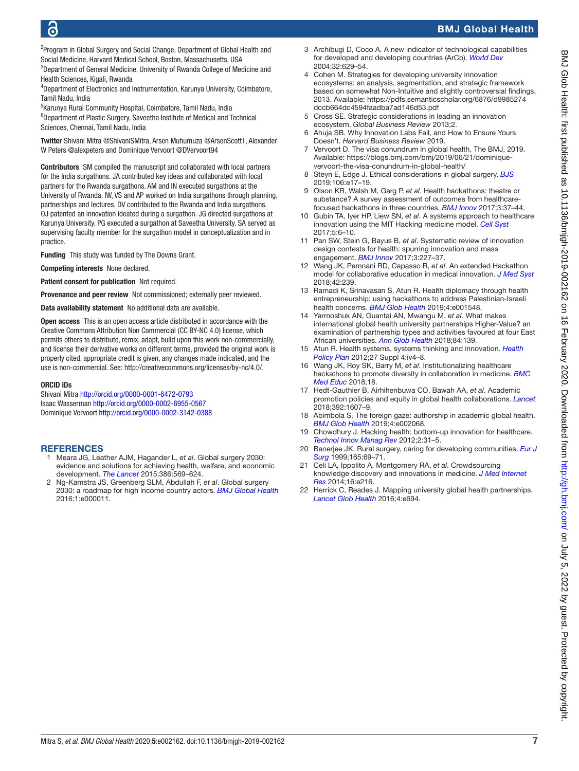[2]Program in Global Surgery and Social Change, Department of Global Health and Social Medicine, Harvard Medical School, Boston, Massachusetts, USA
[3]Department of General Medicine, University of Rwanda College of Medicine and Health Sciences, Kigali, Rwanda
[4]Department of Electronics and Instrumentation, Karunya University, Coimbatore, Tamil Nadu, India
[5]Karunya Rural Community Hospital, Coimbatore, Tamil Nadu, India
[6]Department of Plastic Surgery, Saveetha Institute of Medical and Technical Sciences, Chennai, Tamil Nadu, India

**Twitter** Shivani Mitra @ShivaniSMitra, Arsen Muhumuza @ArsenScott1, Alexander W Peters @alexpeters and Dominique Vervoort @DVervoort94

**Contributors** SM compiled the manuscript and collaborated with local partners for the India surgathons. JA contributed key ideas and collaborated with local partners for the Rwanda surgathons. AM and IN executed surgathons at the University of Rwanda. IW, VS and AP worked on India surgathons through planning, partnerships and lectures. DV contributed to the Rwanda and India surgathons. OJ patented an innovation ideated during a surgathon. JG directed surgathons at Karunya University. PG executed a surgathon at Saveetha University. SA served as supervising faculty member for the surgathon model in conceptualization and in practice.

**Funding** This study was funded by The Downs Grant.

**Competing interests** None declared.

**Patient consent for publication** Not required.

**Provenance and peer review** Not commissioned; externally peer reviewed.

**Data availability statement** No additional data are available.

**Open access** This is an open access article distributed in accordance with the Creative Commons Attribution Non Commercial (CC BY-NC 4.0) license, which permits others to distribute, remix, adapt, build upon this work non-commercially, and license their derivative works on different terms, provided the original work is properly cited, appropriate credit is given, any changes made indicated, and the use is non-commercial. See: http://creativecommons.org/licenses/by-nc/4.0/.

**ORCID iDs**

Shivani Mitra http://orcid.org/0000-0001-6472-0793
Isaac Wasserman http://orcid.org/0000-0002-6955-0567
Dominique Vervoort http://orcid.org/0000-0002-3142-0388

## REFERENCES

1. Meara JG, Leather AJM, Hagander L, *et al*. Global surgery 2030: evidence and solutions for achieving health, welfare, and economic development. *The Lancet* 2015;386:569–624.
2. Ng-Kamstra JS, Greenberg SLM, Abdullah F, *et al*. Global surgery 2030: a roadmap for high income country actors. *BMJ Global Health* 2016;1:e000011.
3. Archibugi D, Coco A. A new indicator of technological capabilities for developed and developing countries (ArCo). *World Dev* 2004;32:629–54.
4. Cohen M. Strategies for developing university innovation ecosystems: an analysis, segmentation, and strategic framework based on somewhat Non-Intuitive and slightly controversial findings, 2013. Available: https://pdfs.semanticscholar.org/6876/d9985274dccb664dc4594faadba7ad146d53.pdf
5. Cross SE. Strategic considerations in leading an innovation ecosystem. *Global Business Review* 2013;2.
6. Ahuja SB. Why Innovation Labs Fail, and How to Ensure Yours Doesn't. *Harvard Business Review* 2019.
7. Vervoort D. The visa conundrum in global health, The BMJ, 2019. Available: https://blogs.bmj.com/bmj/2019/06/21/dominique-vervoort-the-visa-conundrum-in-global-health/
8. Steyn E, Edge J. Ethical considerations in global surgery. *BJS* 2019;106:e17–19.
9. Olson KR, Walsh M, Garg P, *et al*. Health hackathons: theatre or substance? A survey assessment of outcomes from healthcare-focused hackathons in three countries. *BMJ Innov* 2017;3:37–44.
10. Gubin TA, Iyer HP, Liew SN, *et al*. A systems approach to healthcare innovation using the MIT Hacking medicine model. *Cell Syst* 2017;5:6–10.
11. Pan SW, Stein G, Bayus B, *et al*. Systematic review of innovation design contests for health: spurring innovation and mass engagement. *BMJ Innov* 2017;3:227–37.
12. Wang JK, Pamnani RD, Capasso R, *et al*. An extended Hackathon model for collaborative education in medical innovation. *J Med Syst* 2018;42:239.
13. Ramadi K, Srinavasan S, Atun R. Health diplomacy through health entrepreneurship: using hackathons to address Palestinian-Israeli health concerns. *BMJ Glob Health* 2019;4:e001548.
14. Yarmoshuk AN, Guantai AN, Mwangu M, *et al*. What makes international global health university partnerships Higher-Value? an examination of partnership types and activities favoured at four East African universities. *Ann Glob Health* 2018;84:139.
15. Atun R. Health systems, systems thinking and innovation. *Health Policy Plan* 2012;27 Suppl 4:iv4–8.
16. Wang JK, Roy SK, Barry M, *et al*. Institutionalizing healthcare hackathons to promote diversity in collaboration in medicine. *BMC Med Educ* 2018;18.
17. Hedt-Gauthier B, Airhihenbuwa CO, Bawah AA, *et al*. Academic promotion policies and equity in global health collaborations. *Lancet* 2018;392:1607–9.
18. Abimbola S. The foreign gaze: authorship in academic global health. *BMJ Glob Health* 2019;4:e002068.
19. Chowdhury J. Hacking health: bottom-up innovation for healthcare. *Technol Innov Manag Rev* 2012;2:31–5.
20. Banerjee JK. Rural surgery, caring for developing communities. *Eur J Surg* 1999;165:69–71.
21. Celi LA, Ippolito A, Montgomery RA, *et al*. Crowdsourcing knowledge discovery and innovations in medicine. *J Med Internet Res* 2014;16:e216.
22. Herrick C, Reades J. Mapping university global health partnerships. *Lancet Glob Health* 2016;4:e694.